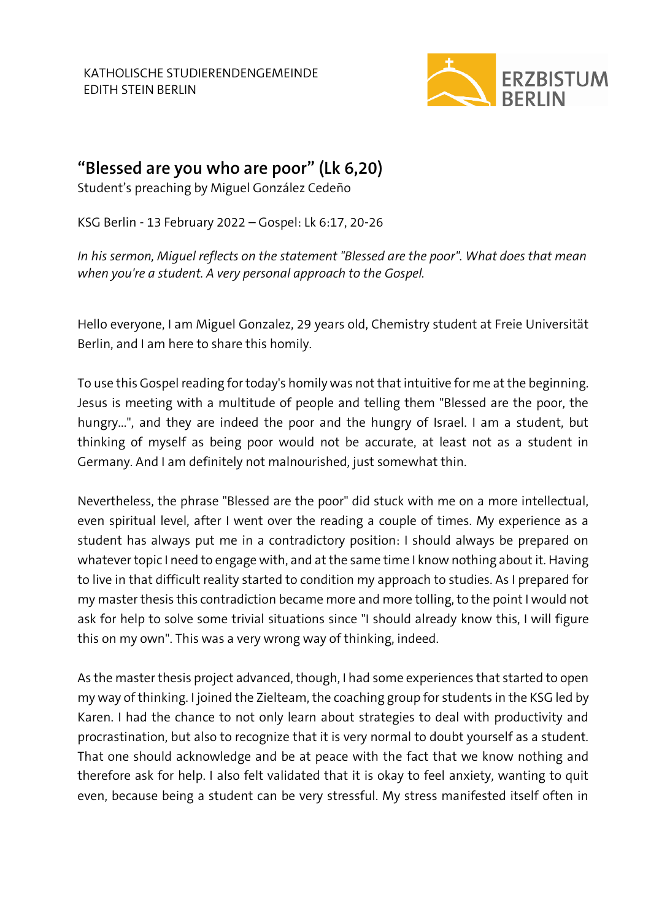KATHOLISCHE STUDIERENDENGEMEINDE
EDITH STEIN BERLIN

# “Blessed are you who are poor” (Lk 6,20)

Student’s preaching by Miguel González Cedeño

KSG Berlin - 13 February 2022 – Gospel: Lk 6:17, 20-26

*In his sermon, Miguel reflects on the statement "Blessed are the poor". What does that mean when you're a student. A very personal approach to the Gospel.*

Hello everyone, I am Miguel Gonzalez, 29 years old, Chemistry student at Freie Universität Berlin, and I am here to share this homily.

To use this Gospel reading for today's homily was not that intuitive for me at the beginning. Jesus is meeting with a multitude of people and telling them "Blessed are the poor, the hungry...", and they are indeed the poor and the hungry of Israel. I am a student, but thinking of myself as being poor would not be accurate, at least not as a student in Germany. And I am definitely not malnourished, just somewhat thin.

Nevertheless, the phrase "Blessed are the poor" did stuck with me on a more intellectual, even spiritual level, after I went over the reading a couple of times. My experience as a student has always put me in a contradictory position: I should always be prepared on whatever topic I need to engage with, and at the same time I know nothing about it. Having to live in that difficult reality started to condition my approach to studies. As I prepared for my master thesis this contradiction became more and more tolling, to the point I would not ask for help to solve some trivial situations since "I should already know this, I will figure this on my own". This was a very wrong way of thinking, indeed.

As the master thesis project advanced, though, I had some experiences that started to open my way of thinking. I joined the Zielteam, the coaching group for students in the KSG led by Karen. I had the chance to not only learn about strategies to deal with productivity and procrastination, but also to recognize that it is very normal to doubt yourself as a student. That one should acknowledge and be at peace with the fact that we know nothing and therefore ask for help. I also felt validated that it is okay to feel anxiety, wanting to quit even, because being a student can be very stressful. My stress manifested itself often in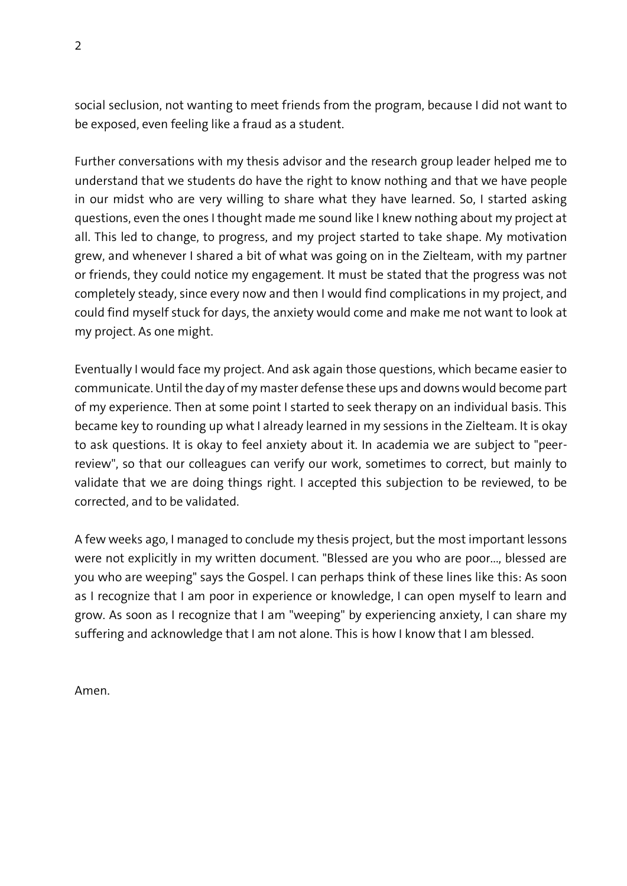social seclusion, not wanting to meet friends from the program, because I did not want to be exposed, even feeling like a fraud as a student.

Further conversations with my thesis advisor and the research group leader helped me to understand that we students do have the right to know nothing and that we have people in our midst who are very willing to share what they have learned. So, I started asking questions, even the ones I thought made me sound like I knew nothing about my project at all. This led to change, to progress, and my project started to take shape. My motivation grew, and whenever I shared a bit of what was going on in the Zielteam, with my partner or friends, they could notice my engagement. It must be stated that the progress was not completely steady, since every now and then I would find complications in my project, and could find myself stuck for days, the anxiety would come and make me not want to look at my project. As one might.

Eventually I would face my project. And ask again those questions, which became easier to communicate. Until the day of my master defense these ups and downs would become part of my experience. Then at some point I started to seek therapy on an individual basis. This became key to rounding up what I already learned in my sessions in the Zielteam. It is okay to ask questions. It is okay to feel anxiety about it. In academia we are subject to "peer-review", so that our colleagues can verify our work, sometimes to correct, but mainly to validate that we are doing things right. I accepted this subjection to be reviewed, to be corrected, and to be validated.

A few weeks ago, I managed to conclude my thesis project, but the most important lessons were not explicitly in my written document. "Blessed are you who are poor..., blessed are you who are weeping" says the Gospel. I can perhaps think of these lines like this: As soon as I recognize that I am poor in experience or knowledge, I can open myself to learn and grow. As soon as I recognize that I am "weeping" by experiencing anxiety, I can share my suffering and acknowledge that I am not alone. This is how I know that I am blessed.

Amen.